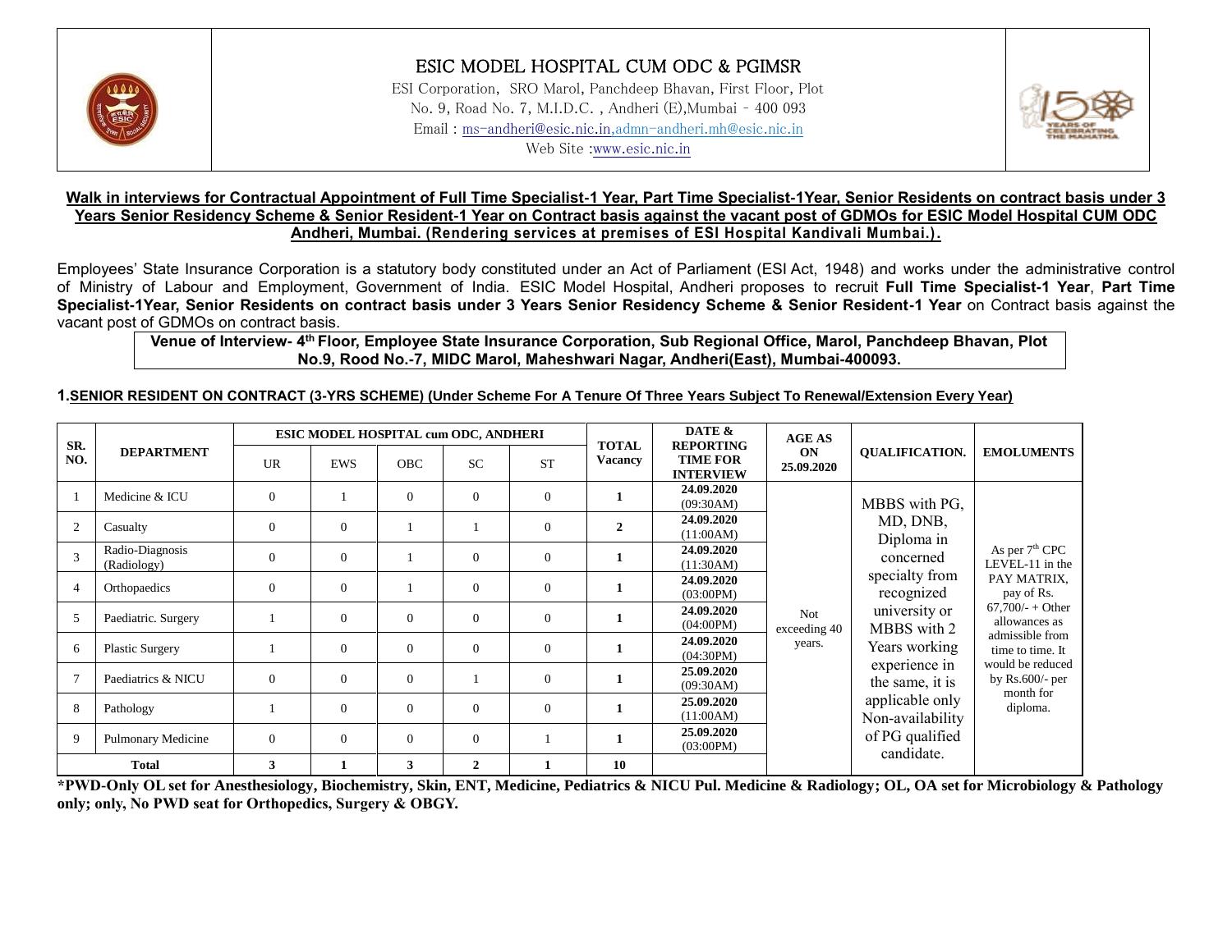# ESIC MODEL HOSPITAL CUM ODC & PGIMSR

ESI Corporation, SRO Marol, Panchdeep Bhavan, First Floor, Plot No. 9, Road No. 7, M.I.D.C. , Andheri (E),Mumbai - 400 093

Email : ms-andheri@esic.nic.in,admn-andheri.mh@esic.nic.in

Web Site :www.esic.nic.in

**Walk in interviews for Contractual Appointment of Full Time Specialist-1 Year, Part Time Specialist-1Year, Senior Residents on contract basis under 3 Years Senior Residency Scheme & Senior Resident-1 Year on Contract basis against the vacant post of GDMOs for ESIC Model Hospital CUM ODC Andheri, Mumbai. (Rendering services at premises of ESI Hospital Kandivali Mumbai.).**

Employees' State Insurance Corporation is a statutory body constituted under an Act of Parliament (ESI Act, 1948) and works under the administrative control of Ministry of Labour and Employment, Government of India. ESIC Model Hospital, Andheri proposes to recruit **Full Time Specialist-1 Year**, **Part Time Specialist-1Year, Senior Residents on contract basis under 3 Years Senior Residency Scheme & Senior Resident-1 Year** on Contract basis against the vacant post of GDMOs on contract basis.

**Venue of Interview- 4th Floor, Employee State Insurance Corporation, Sub Regional Office, Marol, Panchdeep Bhavan, Plot No.9, Rood No.-7, MIDC Marol, Maheshwari Nagar, Andheri(East), Mumbai-400093.**

**1.SENIOR RESIDENT ON CONTRACT (3-YRS SCHEME) (Under Scheme For A Tenure Of Three Years Subject To Renewal/Extension Every Year)**

| SR. NO. | DEPARTMENT | ESIC MODEL HOSPITAL cum ODC, ANDHERI | | | | | TOTAL Vacancy | DATE & REPORTING TIME FOR INTERVIEW | AGE AS ON 25.09.2020 | QUALIFICATION. | EMOLUMENTS |
|---|---|---|---|---|---|---|---|---|---|---|---|
| | | UR | EWS | OBC | SC | ST | | | | | |
| 1 | Medicine & ICU | 0 | 1 | 0 | 0 | 0 | **1** | **24.09.2020** (09:30AM) | Not exceeding 40 years. | MBBS with PG, MD, DNB, Diploma in concerned specialty from recognized university or MBBS with 2 Years working experience in the same, it is applicable only Non-availability of PG qualified candidate. | As per 7th CPC LEVEL-11 in the PAY MATRIX, pay of Rs. 67,700/- + Other allowances as admissible from time to time. It would be reduced by Rs.600/- per month for diploma. |
| 2 | Casualty | 0 | 0 | 1 | 1 | 0 | **2** | **24.09.2020** (11:00AM) | | | |
| 3 | Radio-Diagnosis (Radiology) | 0 | 0 | 1 | 0 | 0 | **1** | **24.09.2020** (11:30AM) | | | |
| 4 | Orthopaedics | 0 | 0 | 1 | 0 | 0 | **1** | **24.09.2020** (03:00PM) | | | |
| 5 | Paediatric. Surgery | 1 | 0 | 0 | 0 | 0 | **1** | **24.09.2020** (04:00PM) | | | |
| 6 | Plastic Surgery | 1 | 0 | 0 | 0 | 0 | **1** | **24.09.2020** (04:30PM) | | | |
| 7 | Paediatrics & NICU | 0 | 0 | 0 | 1 | 0 | **1** | **25.09.2020** (09:30AM) | | | |
| 8 | Pathology | 1 | 0 | 0 | 0 | 0 | **1** | **25.09.2020** (11:00AM) | | | |
| 9 | Pulmonary Medicine | 0 | 0 | 0 | 0 | 1 | **1** | **25.09.2020** (03:00PM) | | | |
| **Total** | | **3** | **1** | **3** | **2** | **1** | **10** | | | | |

**\*PWD-Only OL set for Anesthesiology, Biochemistry, Skin, ENT, Medicine, Pediatrics & NICU Pul. Medicine & Radiology; OL, OA set for Microbiology & Pathology only; only, No PWD seat for Orthopedics, Surgery & OBGY.**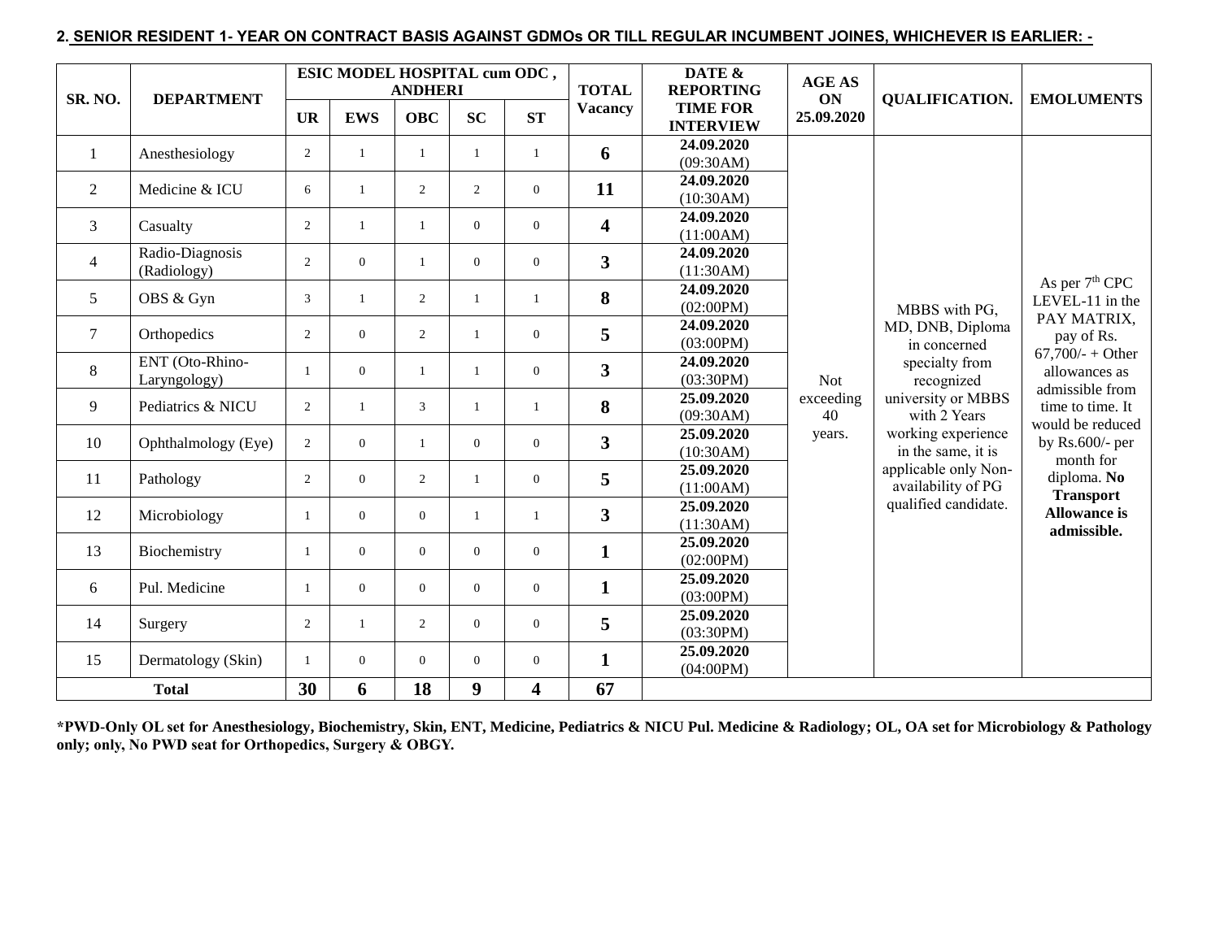**2. SENIOR RESIDENT 1- YEAR ON CONTRACT BASIS AGAINST GDMOs OR TILL REGULAR INCUMBENT JOINES, WHICHEVER IS EARLIER: -**

| SR. NO. | DEPARTMENT | ESIC MODEL HOSPITAL cum ODC , ANDHERI | | | | | TOTAL Vacancy | DATE & REPORTING TIME FOR INTERVIEW | AGE AS ON 25.09.2020 | QUALIFICATION. | EMOLUMENTS |
|---|---|---|---|---|---|---|---|---|---|---|---|
| | | UR | EWS | OBC | SC | ST | | | | | |
| 1 | Anesthesiology | 2 | 1 | 1 | 1 | 1 | **6** | **24.09.2020** (09:30AM) | Not exceeding 40 years. | MBBS with PG, MD, DNB, Diploma in concerned specialty from recognized university or MBBS with 2 Years working experience in the same, it is applicable only Non-availability of PG qualified candidate. | As per 7th CPC LEVEL-11 in the PAY MATRIX, pay of Rs. 67,700/- + Other allowances as admissible from time to time. It would be reduced by Rs.600/- per month for diploma. **No Transport Allowance is admissible.** |
| 2 | Medicine & ICU | 6 | 1 | 2 | 2 | 0 | **11** | **24.09.2020** (10:30AM) | | | |
| 3 | Casualty | 2 | 1 | 1 | 0 | 0 | **4** | **24.09.2020** (11:00AM) | | | |
| 4 | Radio-Diagnosis (Radiology) | 2 | 0 | 1 | 0 | 0 | **3** | **24.09.2020** (11:30AM) | | | |
| 5 | OBS & Gyn | 3 | 1 | 2 | 1 | 1 | **8** | **24.09.2020** (02:00PM) | | | |
| 7 | Orthopedics | 2 | 0 | 2 | 1 | 0 | **5** | **24.09.2020** (03:00PM) | | | |
| 8 | ENT (Oto-Rhino-Laryngology) | 1 | 0 | 1 | 1 | 0 | **3** | **24.09.2020** (03:30PM) | | | |
| 9 | Pediatrics & NICU | 2 | 1 | 3 | 1 | 1 | **8** | **25.09.2020** (09:30AM) | | | |
| 10 | Ophthalmology (Eye) | 2 | 0 | 1 | 0 | 0 | **3** | **25.09.2020** (10:30AM) | | | |
| 11 | Pathology | 2 | 0 | 2 | 1 | 0 | **5** | **25.09.2020** (11:00AM) | | | |
| 12 | Microbiology | 1 | 0 | 0 | 1 | 1 | **3** | **25.09.2020** (11:30AM) | | | |
| 13 | Biochemistry | 1 | 0 | 0 | 0 | 0 | **1** | **25.09.2020** (02:00PM) | | | |
| 6 | Pul. Medicine | 1 | 0 | 0 | 0 | 0 | **1** | **25.09.2020** (03:00PM) | | | |
| 14 | Surgery | 2 | 1 | 2 | 0 | 0 | **5** | **25.09.2020** (03:30PM) | | | |
| 15 | Dermatology (Skin) | 1 | 0 | 0 | 0 | 0 | **1** | **25.09.2020** (04:00PM) | | | |
| **Total** | | **30** | **6** | **18** | **9** | **4** | **67** | | | | |

**\*PWD-Only OL set for Anesthesiology, Biochemistry, Skin, ENT, Medicine, Pediatrics & NICU Pul. Medicine & Radiology; OL, OA set for Microbiology & Pathology only; only, No PWD seat for Orthopedics, Surgery & OBGY.**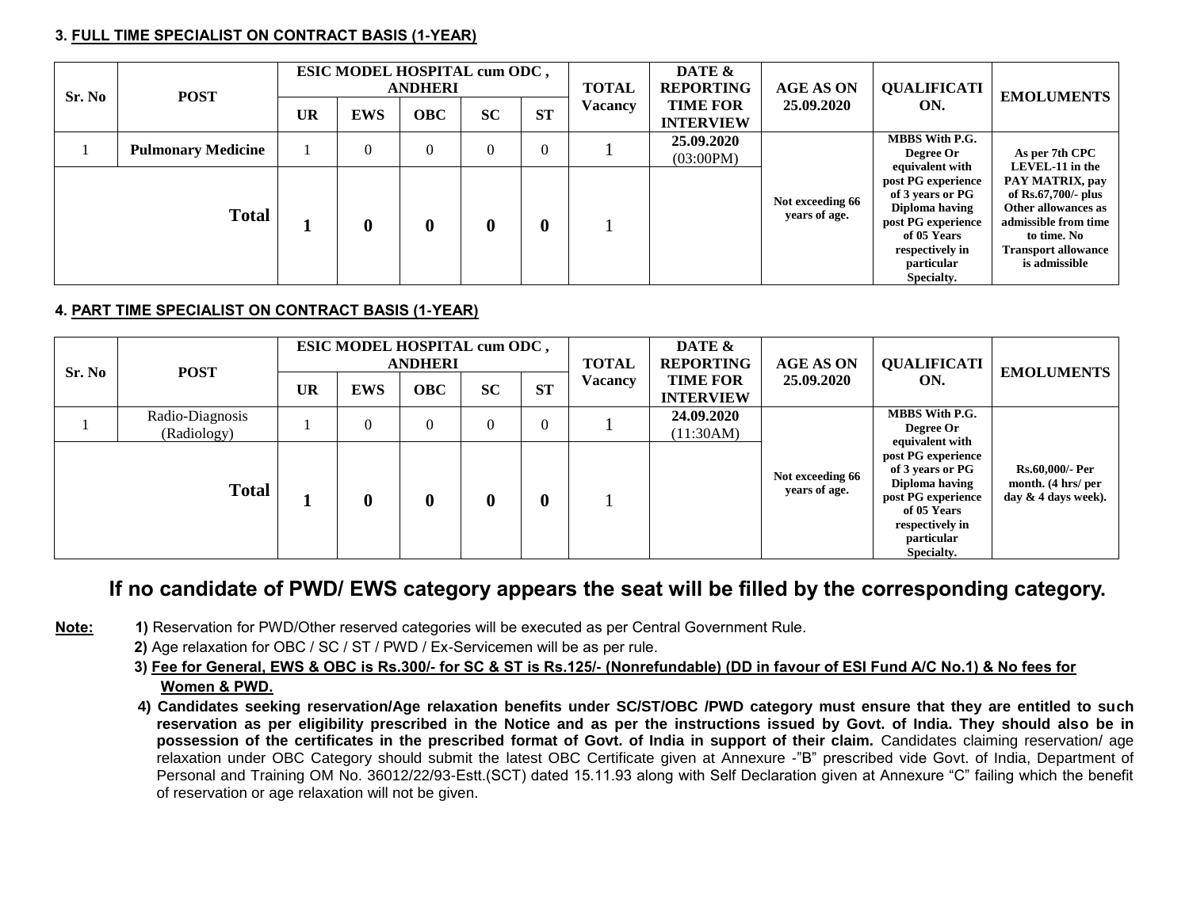### 3. FULL TIME SPECIALIST ON CONTRACT BASIS (1-YEAR)

| Sr. No | POST | ESIC MODEL HOSPITAL cum ODC , ANDHERI | | | | | TOTAL Vacancy | DATE & REPORTING TIME FOR INTERVIEW | AGE AS ON 25.09.2020 | QUALIFICATION. | EMOLUMENTS |
|---|---|---|---|---|---|---|---|---|---|---|---|
| | | UR | EWS | OBC | SC | ST | | | | | |
| 1 | Pulmonary Medicine | 1 | 0 | 0 | 0 | 0 | 1 | **25.09.2020** (03:00PM) | **Not exceeding 66 years of age.** | **MBBS With P.G. Degree Or equivalent with post PG experience of 3 years or PG Diploma having post PG experience of 05 Years respectively in particular Specialty.** | **As per 7th CPC LEVEL-11 in the PAY MATRIX, pay of Rs.67,700/- plus Other allowances as admissible from time to time. No Transport allowance is admissible** |
| **Total** | | **1** | **0** | **0** | **0** | **0** | 1 | | | | |

### 4. PART TIME SPECIALIST ON CONTRACT BASIS (1-YEAR)

| Sr. No | POST | ESIC MODEL HOSPITAL cum ODC , ANDHERI | | | | | TOTAL Vacancy | DATE & REPORTING TIME FOR INTERVIEW | AGE AS ON 25.09.2020 | QUALIFICATION. | EMOLUMENTS |
|---|---|---|---|---|---|---|---|---|---|---|---|
| | | UR | EWS | OBC | SC | ST | | | | | |
| 1 | Radio-Diagnosis (Radiology) | 1 | 0 | 0 | 0 | 0 | 1 | **24.09.2020** (11:30AM) | **Not exceeding 66 years of age.** | **MBBS With P.G. Degree Or equivalent with post PG experience of 3 years or PG Diploma having post PG experience of 05 Years respectively in particular Specialty.** | **Rs.60,000/- Per month. (4 hrs/ per day & 4 days week).** |
| **Total** | | **1** | **0** | **0** | **0** | **0** | 1 | | | | |

## If no candidate of PWD/ EWS category appears the seat will be filled by the corresponding category.

**Note:**

1. **1)** Reservation for PWD/Other reserved categories will be executed as per Central Government Rule.
2. **2)** Age relaxation for OBC / SC / ST / PWD / Ex-Servicemen will be as per rule.
3. **3) Fee for General, EWS & OBC is Rs.300/- for SC & ST is Rs.125/- (Nonrefundable) (DD in favour of ESI Fund A/C No.1) & No fees for Women & PWD.**
4. **4) Candidates seeking reservation/Age relaxation benefits under SC/ST/OBC /PWD category must ensure that they are entitled to such reservation as per eligibility prescribed in the Notice and as per the instructions issued by Govt. of India. They should also be in possession of the certificates in the prescribed format of Govt. of India in support of their claim.** Candidates claiming reservation/ age relaxation under OBC Category should submit the latest OBC Certificate given at Annexure -"B" prescribed vide Govt. of India, Department of Personal and Training OM No. 36012/22/93-Estt.(SCT) dated 15.11.93 along with Self Declaration given at Annexure "C" failing which the benefit of reservation or age relaxation will not be given.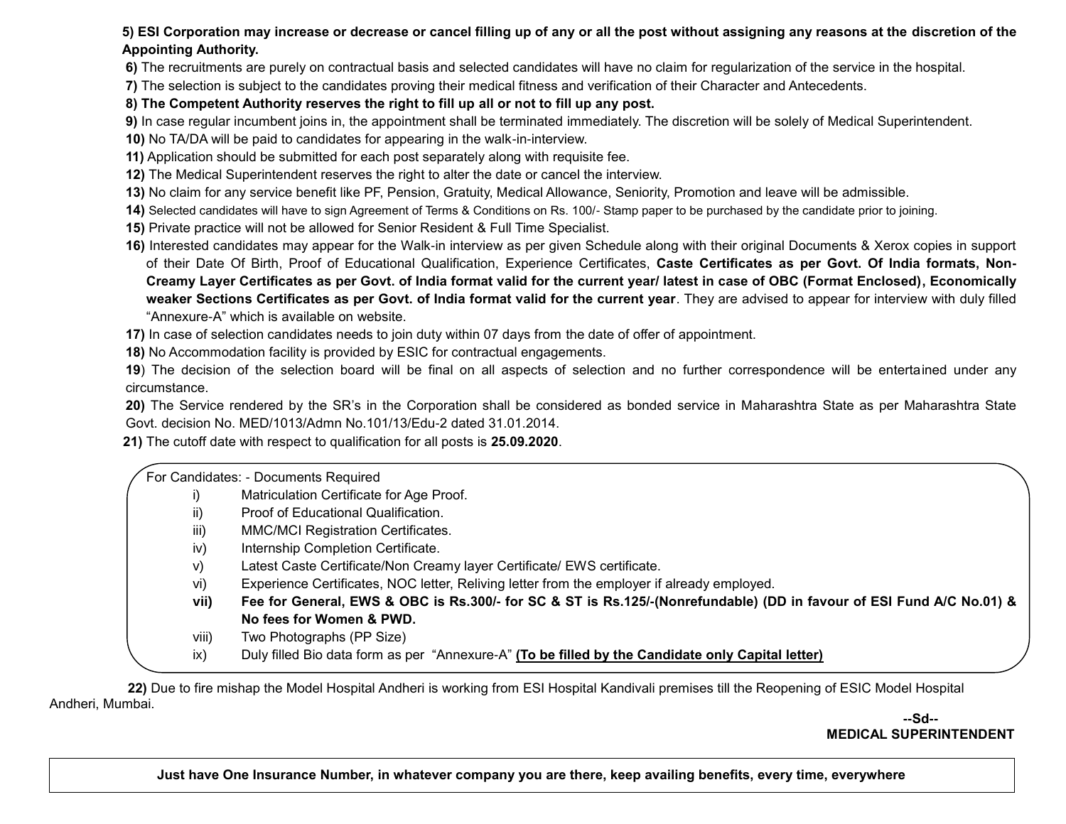**5) ESI Corporation may increase or decrease or cancel filling up of any or all the post without assigning any reasons at the discretion of the Appointing Authority.**

**6)** The recruitments are purely on contractual basis and selected candidates will have no claim for regularization of the service in the hospital.

**7)** The selection is subject to the candidates proving their medical fitness and verification of their Character and Antecedents.

**8) The Competent Authority reserves the right to fill up all or not to fill up any post.**

**9)** In case regular incumbent joins in, the appointment shall be terminated immediately. The discretion will be solely of Medical Superintendent.

**10)** No TA/DA will be paid to candidates for appearing in the walk-in-interview.

**11)** Application should be submitted for each post separately along with requisite fee.

**12)** The Medical Superintendent reserves the right to alter the date or cancel the interview.

**13)** No claim for any service benefit like PF, Pension, Gratuity, Medical Allowance, Seniority, Promotion and leave will be admissible.

**14)** Selected candidates will have to sign Agreement of Terms & Conditions on Rs. 100/- Stamp paper to be purchased by the candidate prior to joining.

**15)** Private practice will not be allowed for Senior Resident & Full Time Specialist.

**16)** Interested candidates may appear for the Walk-in interview as per given Schedule along with their original Documents & Xerox copies in support of their Date Of Birth, Proof of Educational Qualification, Experience Certificates, **Caste Certificates as per Govt. Of India formats, Non-Creamy Layer Certificates as per Govt. of India format valid for the current year/ latest in case of OBC (Format Enclosed), Economically weaker Sections Certificates as per Govt. of India format valid for the current year**. They are advised to appear for interview with duly filled "Annexure-A" which is available on website.

**17)** In case of selection candidates needs to join duty within 07 days from the date of offer of appointment.

**18)** No Accommodation facility is provided by ESIC for contractual engagements.

**19**) The decision of the selection board will be final on all aspects of selection and no further correspondence will be entertained under any circumstance.

**20)** The Service rendered by the SR's in the Corporation shall be considered as bonded service in Maharashtra State as per Maharashtra State Govt. decision No. MED/1013/Admn No.101/13/Edu-2 dated 31.01.2014.

**21)** The cutoff date with respect to qualification for all posts is **25.09.2020**.

For Candidates: - Documents Required

- i) Matriculation Certificate for Age Proof.
- ii) Proof of Educational Qualification.
- iii) MMC/MCI Registration Certificates.
- iv) Internship Completion Certificate.
- v) Latest Caste Certificate/Non Creamy layer Certificate/ EWS certificate.
- vi) Experience Certificates, NOC letter, Reliving letter from the employer if already employed.
- **vii) Fee for General, EWS & OBC is Rs.300/- for SC & ST is Rs.125/-(Nonrefundable) (DD in favour of ESI Fund A/C No.01) & No fees for Women & PWD.**
- viii) Two Photographs (PP Size)
- ix) Duly filled Bio data form as per "Annexure-A" **(To be filled by the Candidate only Capital letter)**

**22)** Due to fire mishap the Model Hospital Andheri is working from ESI Hospital Kandivali premises till the Reopening of ESIC Model Hospital Andheri, Mumbai.

**--Sd--**
**MEDICAL SUPERINTENDENT**

**Just have One Insurance Number, in whatever company you are there, keep availing benefits, every time, everywhere**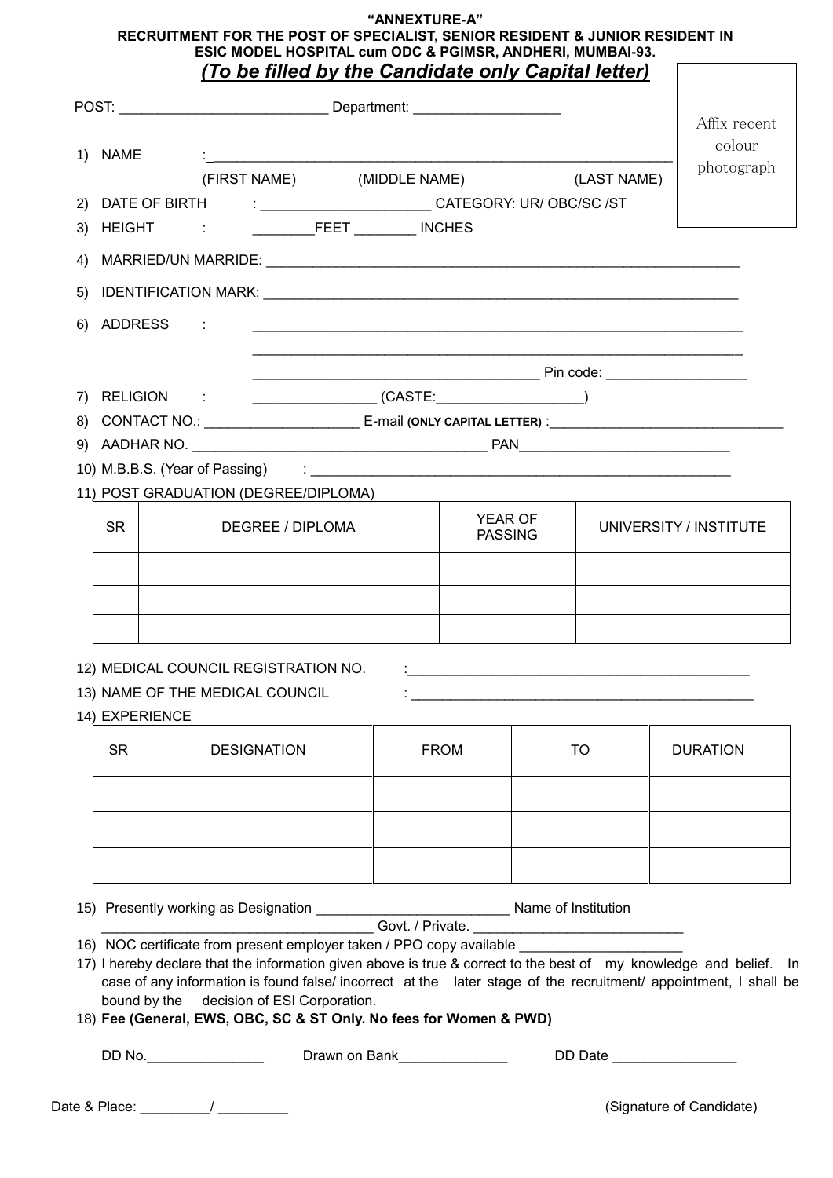**"ANNEXTURE-A"**

**RECRUITMENT FOR THE POST OF SPECIALIST, SENIOR RESIDENT & JUNIOR RESIDENT IN ESIC MODEL HOSPITAL cum ODC & PGIMSR, ANDHERI, MUMBAI-93.**

***(To be filled by the Candidate only Capital letter)***

Affix recent colour photograph

POST: ___________________________ Department: ___________________

1) NAME :___________________________________________________________
   (FIRST NAME) (MIDDLE NAME) (LAST NAME)
2) DATE OF BIRTH : _____________________ CATEGORY: UR/ OBC/SC /ST
3) HEIGHT : ________FEET ________ INCHES
4) MARRIED/UN MARRIDE: _______________________________________________________________
5) IDENTIFICATION MARK: _______________________________________________________________
6) ADDRESS : _______________________________________________________________
   _______________________________________________________________
   ___________________________________ Pin code: __________________
7) RELIGION : ________________ (CASTE:___________________)
8) CONTACT NO.: ___________________ E-mail **(ONLY CAPITAL LETTER)** :_______________________________
9) AADHAR NO. ______________________________________ PAN___________________________
10) M.B.B.S. (Year of Passing) : ________________________________________________________
11) POST GRADUATION (DEGREE/DIPLOMA)

| SR | DEGREE / DIPLOMA | YEAR OF PASSING | UNIVERSITY / INSTITUTE |
|---|---|---|---|
| | | | |
| | | | |
| | | | |

12) MEDICAL COUNCIL REGISTRATION NO. :____________________________________________
13) NAME OF THE MEDICAL COUNCIL : ____________________________________________
14) EXPERIENCE

| SR | DESIGNATION | FROM | TO | DURATION |
|---|---|---|---|---|
| | | | | |
| | | | | |
| | | | | |

15) Presently working as Designation _________________________ Name of Institution ___________________________________ Govt. / Private. ___________________________
16) NOC certificate from present employer taken / PPO copy available ______________________
17) I hereby declare that the information given above is true & correct to the best of my knowledge and belief. In case of any information is found false/ incorrect at the later stage of the recruitment/ appointment, I shall be bound by the decision of ESI Corporation.
18) **Fee (General, EWS, OBC, SC & ST Only. No fees for Women & PWD)**

DD No._______________ Drawn on Bank______________ DD Date ________________

Date & Place: _________/ _________ (Signature of Candidate)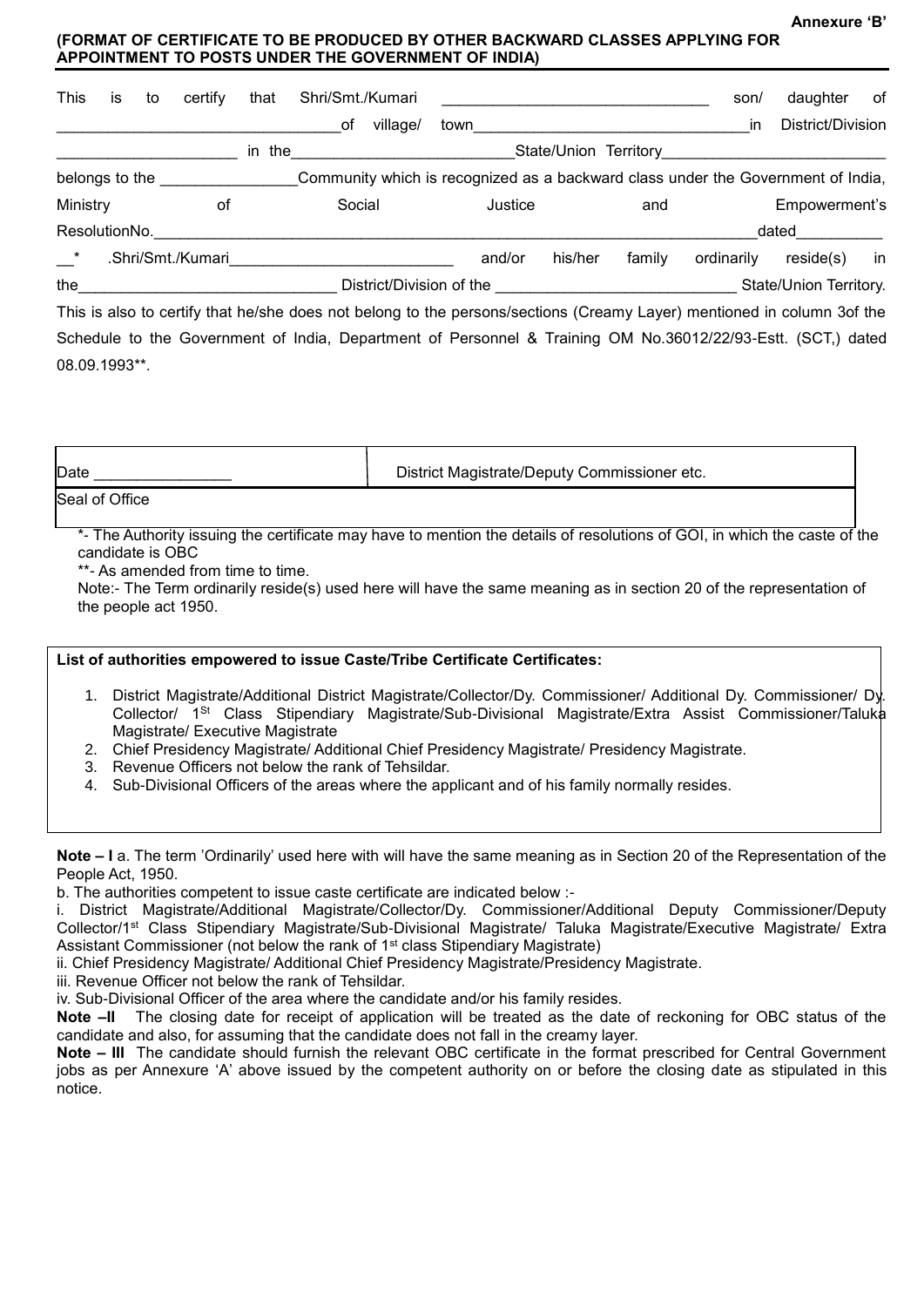**Annexure 'B'**

**(FORMAT OF CERTIFICATE TO BE PRODUCED BY OTHER BACKWARD CLASSES APPLYING FOR APPOINTMENT TO POSTS UNDER THE GOVERNMENT OF INDIA)**

This is to certify that Shri/Smt./Kumari ______________________________ son/ daughter of ________________________________of village/ town________________________________in District/Division ____________________ in the_________________________State/Union Territory_________________________ belongs to the _______________Community which is recognized as a backward class under the Government of India, Ministry of Social Justice and Empowerment's ResolutionNo.________________________________________________________________________dated__________ __* .Shri/Smt./Kumari_________________________ and/or his/her family ordinarily reside(s) in the_____________________________ District/Division of the ___________________________ State/Union Territory. This is also to certify that he/she does not belong to the persons/sections (Creamy Layer) mentioned in column 3of the Schedule to the Government of India, Department of Personnel & Training OM No.36012/22/93-Estt. (SCT,) dated 08.09.1993**.

| Date _______________ | District Magistrate/Deputy Commissioner etc. |
|---|---|
| Seal of Office | |

*- The Authority issuing the certificate may have to mention the details of resolutions of GOI, in which the caste of the candidate is OBC

**- As amended from time to time.

Note:- The Term ordinarily reside(s) used here will have the same meaning as in section 20 of the representation of the people act 1950.

**List of authorities empowered to issue Caste/Tribe Certificate Certificates:**

1. District Magistrate/Additional District Magistrate/Collector/Dy. Commissioner/ Additional Dy. Commissioner/ Dy. Collector/ 1St Class Stipendiary Magistrate/Sub-Divisional Magistrate/Extra Assist Commissioner/Taluka Magistrate/ Executive Magistrate
2. Chief Presidency Magistrate/ Additional Chief Presidency Magistrate/ Presidency Magistrate.
3. Revenue Officers not below the rank of Tehsildar.
4. Sub-Divisional Officers of the areas where the applicant and of his family normally resides.

**Note – I** a. The term 'Ordinarily' used here with will have the same meaning as in Section 20 of the Representation of the People Act, 1950.

b. The authorities competent to issue caste certificate are indicated below :-

i. District Magistrate/Additional Magistrate/Collector/Dy. Commissioner/Additional Deputy Commissioner/Deputy Collector/1st Class Stipendiary Magistrate/Sub-Divisional Magistrate/ Taluka Magistrate/Executive Magistrate/ Extra Assistant Commissioner (not below the rank of 1st class Stipendiary Magistrate)

ii. Chief Presidency Magistrate/ Additional Chief Presidency Magistrate/Presidency Magistrate.

iii. Revenue Officer not below the rank of Tehsildar.

iv. Sub-Divisional Officer of the area where the candidate and/or his family resides.

**Note –II** The closing date for receipt of application will be treated as the date of reckoning for OBC status of the candidate and also, for assuming that the candidate does not fall in the creamy layer.

**Note – III** The candidate should furnish the relevant OBC certificate in the format prescribed for Central Government jobs as per Annexure 'A' above issued by the competent authority on or before the closing date as stipulated in this notice.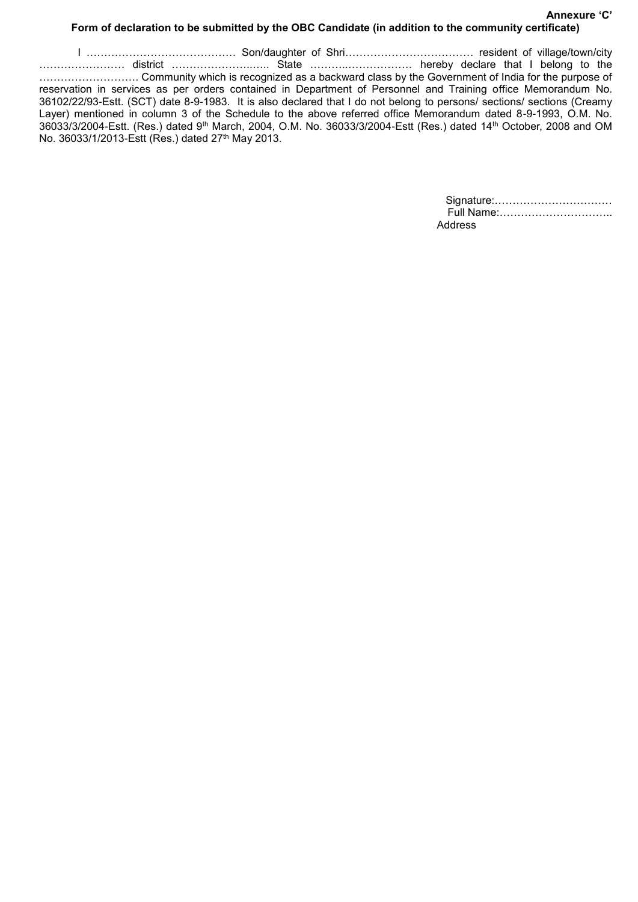**Annexure 'C'**

**Form of declaration to be submitted by the OBC Candidate (in addition to the community certificate)**

I …………………………………… Son/daughter of Shri……………………………… resident of village/town/city …………………… district …………………..….. State ………..……………… hereby declare that I belong to the ………………………. Community which is recognized as a backward class by the Government of India for the purpose of reservation in services as per orders contained in Department of Personnel and Training office Memorandum No. 36102/22/93-Estt. (SCT) date 8-9-1983. It is also declared that I do not belong to persons/ sections/ sections (Creamy Layer) mentioned in column 3 of the Schedule to the above referred office Memorandum dated 8-9-1993, O.M. No. 36033/3/2004-Estt. (Res.) dated 9th March, 2004, O.M. No. 36033/3/2004-Estt (Res.) dated 14th October, 2008 and OM No. 36033/1/2013-Estt (Res.) dated 27th May 2013.

Signature:……………………………

Full Name:…………………………..

Address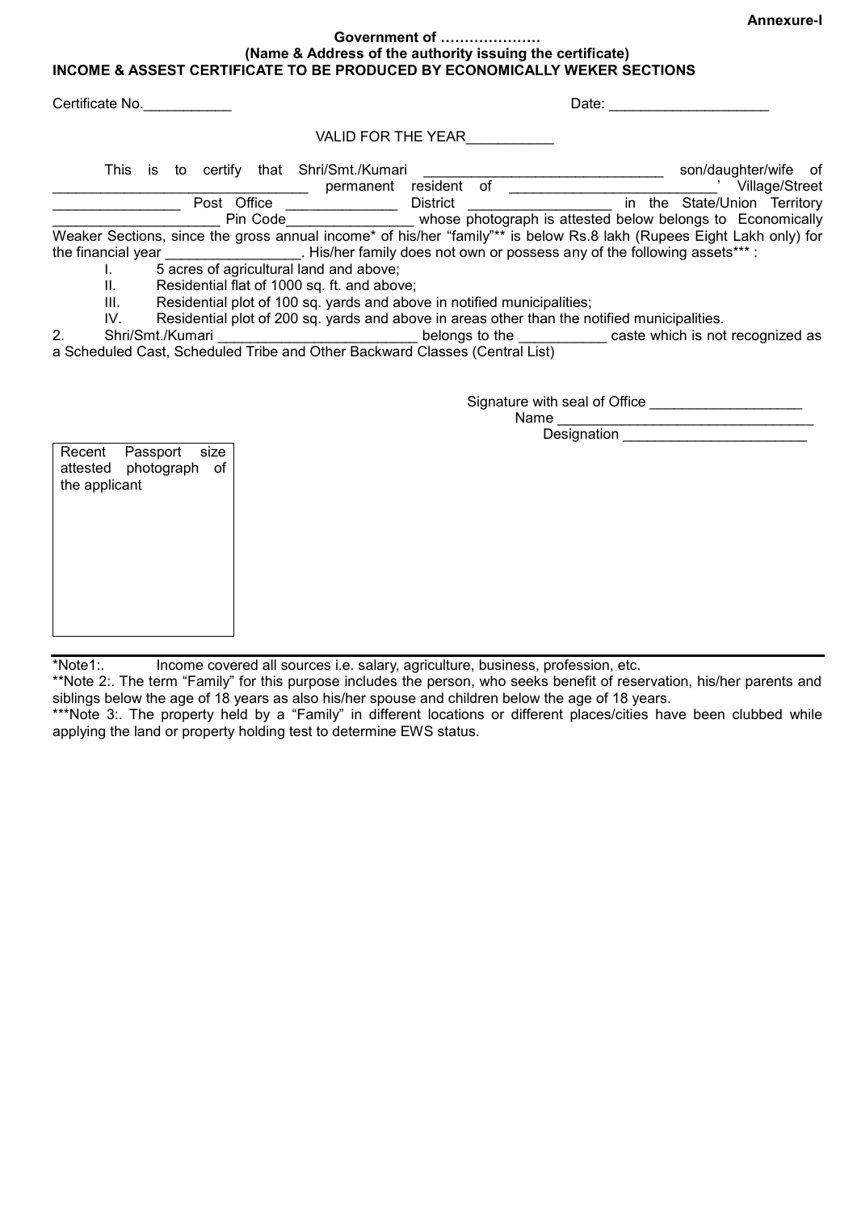Annexure-I

**Government of …………………**
**(Name & Address of the authority issuing the certificate)**
**INCOME & ASSEST CERTIFICATE TO BE PRODUCED BY ECONOMICALLY WEKER SECTIONS**

Certificate No.___________ Date: ____________________

VALID FOR THE YEAR___________

This is to certify that Shri/Smt./Kumari ______________________________ son/daughter/wife of ________________________________ permanent resident of __________________________' Village/Street ________________ Post Office ______________ District __________________ in the State/Union Territory _____________________ Pin Code________________ whose photograph is attested below belongs to Economically Weker Sections, since the gross annual income* of his/her "family"** is below Rs.8 lakh (Rupees Eight Lakh only) for the financial year _________________. His/her family does not own or possess any of the following assets*** :

I. 5 acres of agricultural land and above;
II. Residential flat of 1000 sq. ft. and above;
III. Residential plot of 100 sq. yards and above in notified municipalities;
IV. Residential plot of 200 sq. yards and above in areas other than the notified municipalities.

2. Shri/Smt./Kumari _________________________ belongs to the ___________ caste which is not recognized as a Scheduled Cast, Scheduled Tribe and Other Backward Classes (Central List)

Signature with seal of Office ___________________
Name ________________________________
Designation _______________________

Recent Passport size attested photograph of the applicant

---

*Note1:. Income covered all sources i.e. salary, agriculture, business, profession, etc.

**Note 2:. The term "Family" for this purpose includes the person, who seeks benefit of reservation, his/her parents and siblings below the age of 18 years as also his/her spouse and children below the age of 18 years.

***Note 3:. The property held by a "Family" in different locations or different places/cities have been clubbed while applying the land or property holding test to determine EWS status.